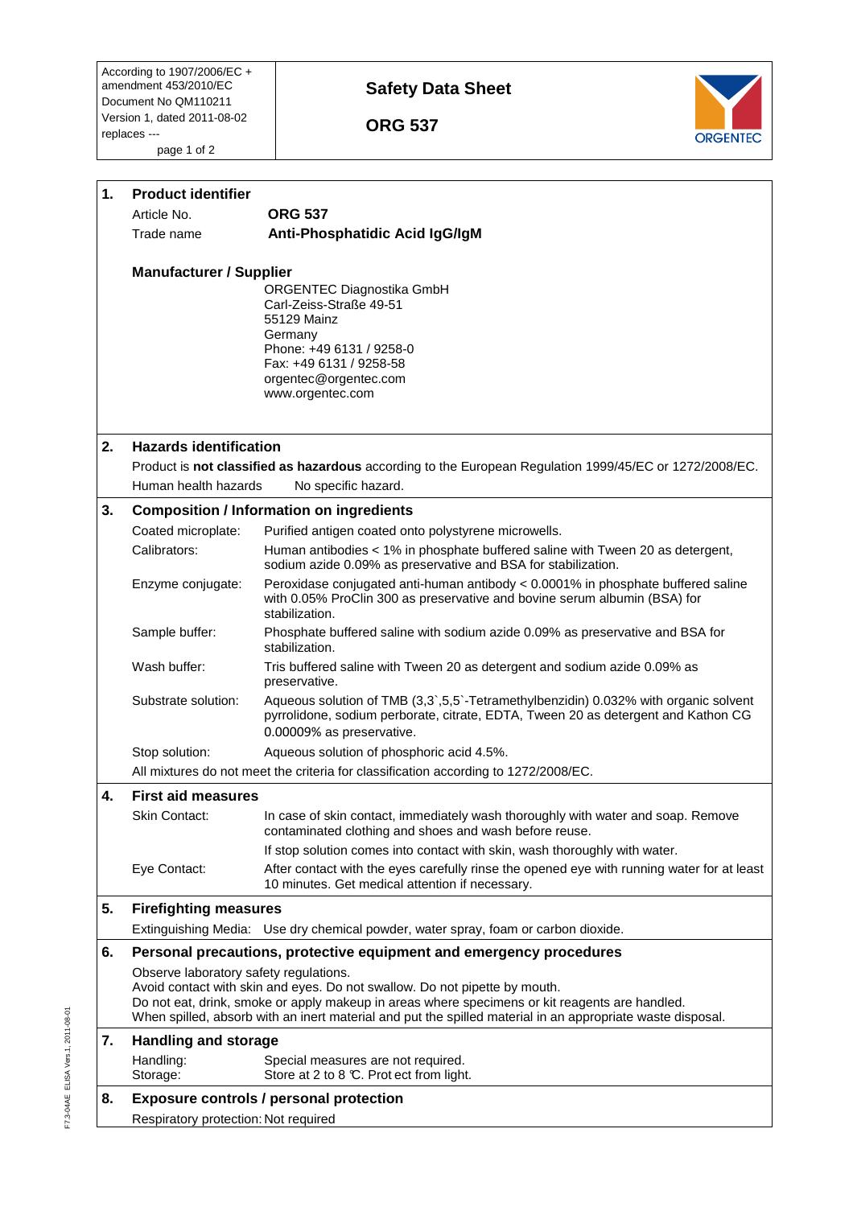| According to 1907/2006/EC + amendment 453/2010/EC<br>Document No QM110211<br>Version 1, dated 2011-08-02<br>replaces --- | **Safety Data Sheet**<br><br>**ORG 537** | ORGENTEC |
|---|---|---|

## 1. Product identifier

| | |
|---|---|
| Article No. | **ORG 537** |
| Trade name | **Anti-Phosphatidic Acid IgG/IgM** |

**Manufacturer / Supplier**

ORGENTEC Diagnostika GmbH
Carl-Zeiss-Straße 49-51
55129 Mainz
Germany
Phone: +49 6131 / 9258-0
Fax: +49 6131 / 9258-58
orgentec@orgentec.com
www.orgentec.com

## 2. Hazards identification

Product is **not classified as hazardous** according to the European Regulation 1999/45/EC or 1272/2008/EC.

Human health hazards No specific hazard.

## 3. Composition / Information on ingredients

| | |
|---|---|
| Coated microplate: | Purified antigen coated onto polystyrene microwells. |
| Calibrators: | Human antibodies < 1% in phosphate buffered saline with Tween 20 as detergent, sodium azide 0.09% as preservative and BSA for stabilization. |
| Enzyme conjugate: | Peroxidase conjugated anti-human antibody < 0.0001% in phosphate buffered saline with 0.05% ProClin 300 as preservative and bovine serum albumin (BSA) for stabilization. |
| Sample buffer: | Phosphate buffered saline with sodium azide 0.09% as preservative and BSA for stabilization. |
| Wash buffer: | Tris buffered saline with Tween 20 as detergent and sodium azide 0.09% as preservative. |
| Substrate solution: | Aqueous solution of TMB (3,3`,5,5`-Tetramethylbenzidin) 0.032% with organic solvent pyrrolidone, sodium perborate, citrate, EDTA, Tween 20 as detergent and Kathon CG 0.00009% as preservative. |
| Stop solution: | Aqueous solution of phosphoric acid 4.5%. |

All mixtures do not meet the criteria for classification according to 1272/2008/EC.

## 4. First aid measures

| | |
|---|---|
| Skin Contact: | In case of skin contact, immediately wash thoroughly with water and soap. Remove contaminated clothing and shoes and wash before reuse.<br>If stop solution comes into contact with skin, wash thoroughly with water. |
| Eye Contact: | After contact with the eyes carefully rinse the opened eye with running water for at least 10 minutes. Get medical attention if necessary. |

## 5. Firefighting measures

Extinguishing Media: Use dry chemical powder, water spray, foam or carbon dioxide.

## 6. Personal precautions, protective equipment and emergency procedures

Observe laboratory safety regulations.
Avoid contact with skin and eyes. Do not swallow. Do not pipette by mouth.
Do not eat, drink, smoke or apply makeup in areas where specimens or kit reagents are handled.
When spilled, absorb with an inert material and put the spilled material in an appropriate waste disposal.

## 7. Handling and storage

| | |
|---|---|
| Handling: | Special measures are not required. |
| Storage: | Store at 2 to 8 °C. Protect from light. |

## 8. Exposure controls / personal protection

Respiratory protection: Not required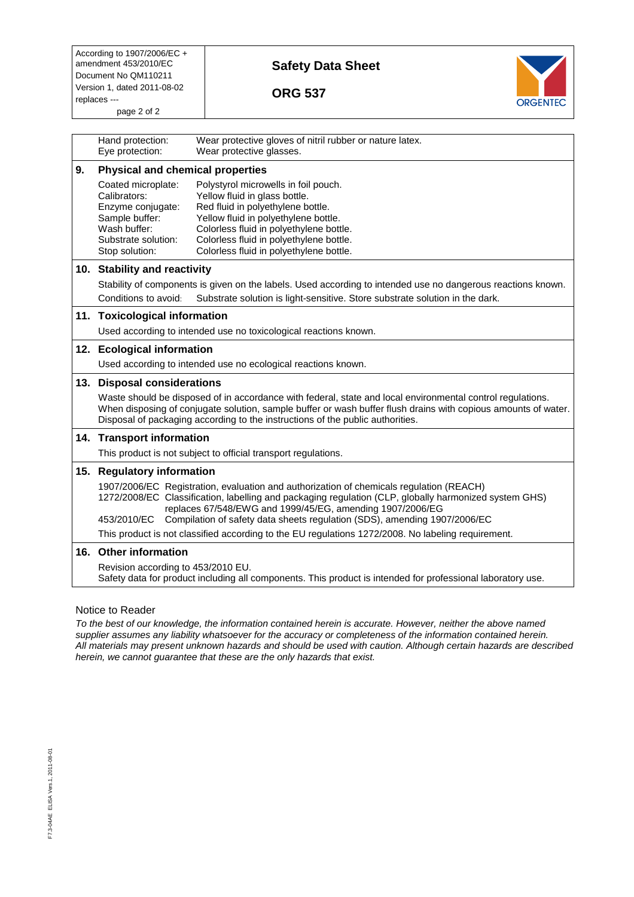| | |
|---|---|
| Hand protection: | Wear protective gloves of nitril rubber or nature latex. |
| Eye protection: | Wear protective glasses. |

## 9. Physical and chemical properties

| | |
|---|---|
| Coated microplate: | Polystyrol microwells in foil pouch. |
| Calibrators: | Yellow fluid in glass bottle. |
| Enzyme conjugate: | Red fluid in polyethylene bottle. |
| Sample buffer: | Yellow fluid in polyethylene bottle. |
| Wash buffer: | Colorless fluid in polyethylene bottle. |
| Substrate solution: | Colorless fluid in polyethylene bottle. |
| Stop solution: | Colorless fluid in polyethylene bottle. |

## 10. Stability and reactivity

Stability of components is given on the labels. Used according to intended use no dangerous reactions known.

Conditions to avoid: Substrate solution is light-sensitive. Store substrate solution in the dark.

## 11. Toxicological information

Used according to intended use no toxicological reactions known.

## 12. Ecological information

Used according to intended use no ecological reactions known.

## 13. Disposal considerations

Waste should be disposed of in accordance with federal, state and local environmental control regulations. When disposing of conjugate solution, sample buffer or wash buffer flush drains with copious amounts of water. Disposal of packaging according to the instructions of the public authorities.

## 14. Transport information

This product is not subject to official transport regulations.

## 15. Regulatory information

| | |
|---|---|
| 1907/2006/EC | Registration, evaluation and authorization of chemicals regulation (REACH) |
| 1272/2008/EC | Classification, labelling and packaging regulation (CLP, globally harmonized system GHS) replaces 67/548/EWG and 1999/45/EG, amending 1907/2006/EG |
| 453/2010/EC | Compilation of safety data sheets regulation (SDS), amending 1907/2006/EC |

This product is not classified according to the EU regulations 1272/2008. No labeling requirement.

## 16. Other information

Revision according to 453/2010 EU.
Safety data for product including all components. This product is intended for professional laboratory use.

Notice to Reader

*To the best of our knowledge, the information contained herein is accurate. However, neither the above named supplier assumes any liability whatsoever for the accuracy or completeness of the information contained herein. All materials may present unknown hazards and should be used with caution. Although certain hazards are described herein, we cannot guarantee that these are the only hazards that exist.*